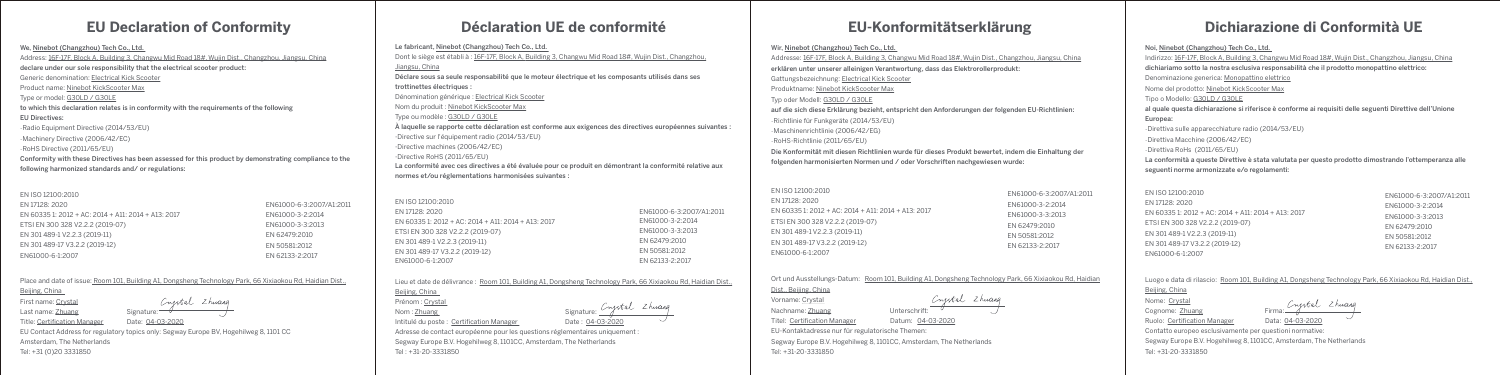## EU Declaration of Conformity

We, Ninebot (Changzhou) Tech Co., Ltd.

Address: 16F-17F, Block A, Building 3, Changwu Mid Road 18#, Wujin Dist., Changzhou, Jiangsu, China

declare under our sole responsibility that the electrical scooter product:

Generic denomination: Electrical Kick Scooter

Product name: Ninebot KickScooter Max

Type or model: G30LD / G30LE

to which this declaration relates is in conformity with the requirements of the following EU Directives:

-Radio Equipment Directive (2014/53/EU)

-Machinery Directive (2006/42/EC)

-RoHS Directive (2011/65/EU)

Conformity with these Directives has been assessed for this product by demonstrating compliance to the following harmonized standards and/ or regulations:

EN ISO 12100:2010
EN 17128: 2020
EN 60335 1: 2012 + AC: 2014 + A11: 2014 + A13: 2017
ETSI EN 300 328 V2.2.2 (2019-07)
EN 301 489-1 V2.2.3 (2019-11)
EN 301 489-17 V3.2.2 (2019-12)
EN61000-6-1:2007
EN61000-6-3:2007/A1:2011
EN61000-3-2:2014
EN61000-3-3:2013
EN 62479:2010
EN 50581:2012
EN 62133-2:2017

Place and date of issue: Room 101, Building A1, Dongsheng Technology Park, 66 Xixiaokou Rd, Haidian Dist., Beijing, China

First name: Crystal

Last name: Zhuang Signature: Crystal Zhuang

Title: Certification Manager Date: 04-03-2020

EU Contact Address for regulatory topics only: Segway Europe BV, Hogehilweg 8, 1101 CC Amsterdam, The Netherlands

Tel: +31 (0)20 3331850

## Déclaration UE de conformité

Le fabricant, Ninebot (Changzhou) Tech Co., Ltd.

Dont le siège est établi à : 16F-17F, Block A, Building 3, Changwu Mid Road 18#, Wujin Dist., Changzhou, Jiangsu, China

Déclare sous sa seule responsabilité que le moteur électrique et les composants utilisés dans ses trottinettes électriques :

Dénomination générique : Electrical Kick Scooter

Nom du produit : Ninebot KickScooter Max

Type ou modèle : G30LD / G30LE

À laquelle se rapporte cette déclaration est conforme aux exigences des directives européennes suivantes :

-Directive sur l'équipement radio (2014/53/EU)

-Directive machines (2006/42/EC)

-Directive RoHS (2011/65/EU)

La conformité avec ces directives a été évaluée pour ce produit en démontrant la conformité relative aux normes et/ou réglementations harmonisées suivantes :

EN ISO 12100:2010
EN 17128: 2020
EN 60335 1: 2012 + AC: 2014 + A11: 2014 + A13: 2017
ETSI EN 300 328 V2.2.2 (2019-07)
EN 301 489-1 V2.2.3 (2019-11)
EN 301 489-17 V3.2.2 (2019-12)
EN61000-6-1:2007
EN61000-6-3:2007/A1:2011
EN61000-3-2:2014
EN61000-3-3:2013
EN 62479:2010
EN 50581:2012
EN 62133-2:2017

Lieu et date de délivrance : Room 101, Building A1, Dongsheng Technology Park, 66 Xixiaokou Rd, Haidian Dist., Beijing, China

Prénom : Crystal

Nom : Zhuang Signature: Crystal Zhuang

Intitulé du poste : Certification Manager Date : 04-03-2020

Adresse de contact européenne pour les questions réglementaires uniquement : Segway Europe B.V. Hogehilweg 8, 1101CC, Amsterdam, The Netherlands

Tel : +31-20-3331850

## EU-Konformitätserklärung

Wir, Ninebot (Changzhou) Tech Co., Ltd.

Addresse: 16F-17F, Block A, Building 3, Changwu Mid Road 18#, Wujin Dist., Changzhou, Jiangsu, China

erklären unter unserer alleinigen Verantwortung, dass das Elektrorollerprodukt:

Gattungsbezeichnung: Electrical Kick Scooter

Produktname: Ninebot KickScooter Max

Typ oder Modell: G30LD / G30LE

auf die sich diese Erklärung bezieht, entspricht den Anforderungen der folgenden EU-Richtlinien:

-Richtlinie für Funkgeräte (2014/53/EU)

-Maschinenrichtlinie (2006/42/EG)

-RoHS-Richtlinie (2011/65/EU)

Die Konformität mit diesen Richtlinien wurde für dieses Produkt bewertet, indem die Einhaltung der folgenden harmonisierten Normen und / oder Vorschriften nachgewiesen wurde:

EN ISO 12100:2010
EN 17128: 2020
EN 60335 1: 2012 + AC: 2014 + A11: 2014 + A13: 2017
ETSI EN 300 328 V2.2.2 (2019-07)
EN 301 489-1 V2.2.3 (2019-11)
EN 301 489-17 V3.2.2 (2019-12)
EN61000-6-1:2007
EN61000-6-3:2007/A1:2011
EN61000-3-2:2014
EN61000-3-3:2013
EN 62479:2010
EN 50581:2012
EN 62133-2:2017

Ort und Ausstellungs-Datum: Room 101, Building A1, Dongsheng Technology Park, 66 Xixiaokou Rd, Haidian Dist., Beijing, China

Vorname: Crystal

Nachname: Zhuang Unterschrift: Crystal Zhuang

Titel: Certification Manager Datum: 04-03-2020

EU-Kontaktadresse nur für regulatorische Themen:

Segway Europe B.V. Hogehilweg 8, 1101CC, Amsterdam, The Netherlands

Tel: +31-20-3331850

## Dichiarazione di Conformità UE

Noi, Ninebot (Changzhou) Tech Co., Ltd.

Indirizzo: 16F-17F, Block A, Building 3, Changwu Mid Road 18#, Wujin Dist., Changzhou, Jiangsu, China

dichiariamo sotto la nostra esclusiva responsabilità che il prodotto monopattino elettrico:

Denominazione generica: Monopattino elettrico

Nome del prodotto: Ninebot KickScooter Max

Tipo o Modello: G30LD / G30LE

al quale questa dichiarazione si riferisce è conforme ai requisiti delle seguenti Direttive dell'Unione Europea:

-Direttiva sulle apparecchiature radio (2014/53/EU)

-Direttiva Macchine (2006/42/EC)

-Direttiva RoHs (2011/65/EU)

La conformità a queste Direttive è stata valutata per questo prodotto dimostrando l'ottemperanza alle seguenti norme armonizzate e/o regolamenti:

EN ISO 12100:2010
EN 17128: 2020
EN 60335 1: 2012 + AC: 2014 + A11: 2014 + A13: 2017
ETSI EN 300 328 V2.2.2 (2019-07)
EN 301 489-1 V2.2.3 (2019-11)
EN 301 489-17 V3.2.2 (2019-12)
EN61000-6-1:2007
EN61000-6-3:2007/A1:2011
EN61000-3-2:2014
EN61000-3-3:2013
EN 62479:2010
EN 50581:2012
EN 62133-2:2017

Luogo e data di rilascio: Room 101, Building A1, Dongsheng Technology Park, 66 Xixiaokou Rd, Haidian Dist., Beijing, China

Nome: Crystal

Cognome: Zhuang Firma: Crystal Zhuang

Ruolo: Certification Manager Data: 04-03-2020

Contatto europeo esclusivamente per questioni normative:

Segway Europe B.V. Hogehilweg 8, 1101CC, Amsterdam, The Netherlands

Tel: +31-20-3331850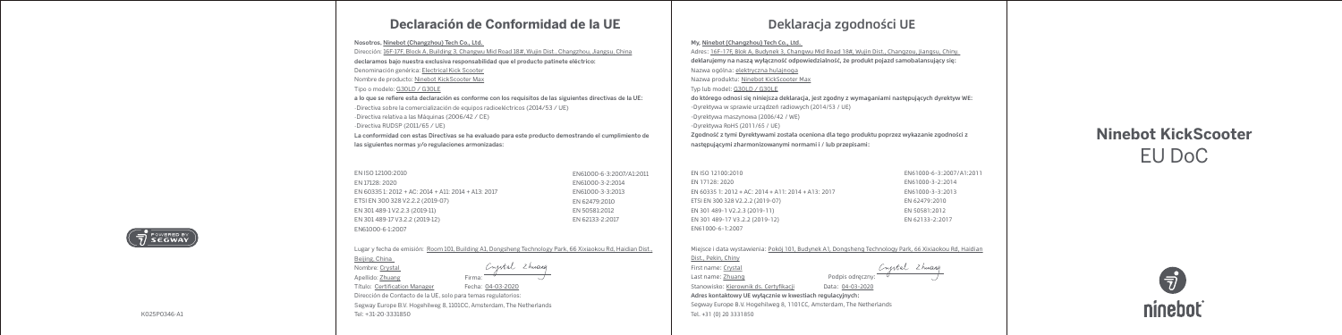# Declaración de Conformidad de la UE

**Nosotros, Ninebot (Changzhou) Tech Co., Ltd.**

Dirección: 16F-17F, Block A, Building 3, Changwu Mid Road 18#, Wujin Dist., Changzhou, Jiangsu, China

**declaramos bajo nuestra exclusiva responsabilidad que el producto patinete eléctrico:**

Denominación genérica: Electrical Kick Scooter

Nombre de producto: Ninebot KickScooter Max

Tipo o modelo: G30LD / G30LE

**a lo que se refiere esta declaración es conforme con los requisitos de las siguientes directivas de la UE:**

-Directiva sobre la comercialización de equipos radioeléctricos (2014/53 / UE)

-Directiva relativa a las Máquinas (2006/42 / CE)

-Directiva RUDSP (2011/65 / UE)

**La conformidad con estas Directivas se ha evaluado para este producto demostrando el cumplimiento de las siguientes normas y/o regulaciones armonizadas:**

EN ISO 12100:2010
EN 17128: 2020
EN 60335 1: 2012 + AC: 2014 + A11: 2014 + A13: 2017
ETSI EN 300 328 V2.2.2 (2019-07)
EN 301 489-1 V2.2.3 (2019-11)
EN 301 489-17 V3.2.2 (2019-12)
EN61000-6-1:2007
EN61000-6-3:2007/A1:2011
EN61000-3-2:2014
EN61000-3-3:2013
EN 62479:2010
EN 50581:2012
EN 62133-2:2017

Lugar y fecha de emisión: Room 101, Building A1, Dongsheng Technology Park, 66 Xixiaokou Rd, Haidian Dist., Beijing, China

Nombre: Crystal
Apellido: Zhuang
Firma: Crystal Zhuang
Título: Certification Manager
Fecha: 04-03-2020

Dirección de Contacto de la UE, solo para temas regulatorios:

Segway Europe B.V. Hogehilweg 8, 1101CC, Amsterdam, The Netherlands

Tel: +31-20-3331850

# Deklaracja zgodności UE

**My, Ninebot (Changzhou) Tech Co., Ltd.**

Adres: 16F-17F, Blok A, Budynek 3, Changwu Mid Road 18#, Wujin Dist., Changzou, Jiangsu, Chiny.

**deklarujemy na naszą wyłączność odpowiedzialność, że produkt pojazd samobalansujący się:**

Nazwa ogólna: elektryczna hulajnoga

Nazwa produktu: Ninebot KickScooter Max

Typ lub model: G30LD / G30LE

**do którego odnosi się niniejsza deklaracja, jest zgodny z wymaganiami następujących dyrektyw WE:**

-Dyrektywa w sprawie urządzeń radiowych (2014/53 / UE)

-Dyrektywa maszynowa (2006/42 / WE)

-Dyrektywa RoHS (2011/65 / UE)

**Zgodność z tymi Dyrektywami została oceniona dla tego produktu poprzez wykazanie zgodności z następującymi zharmonizowanymi normami i / lub przepisami:**

EN ISO 12100:2010
EN 17128: 2020
EN 60335 1: 2012 + AC: 2014 + A11: 2014 + A13: 2017
ETSI EN 300 328 V2.2.2 (2019-07)
EN 301 489-1 V2.2.3 (2019-11)
EN 301 489-17 V3.2.2 (2019-12)
EN61000-6-1:2007
EN61000-6-3:2007/A1:2011
EN61000-3-2:2014
EN61000-3-3:2013
EN 62479:2010
EN 50581:2012
EN 62133-2:2017

Miejsce i data wystawienia: Pokój 101, Budynek A1, Dongsheng Technology Park, 66 Xixiaokou Rd, Haidian Dist., Pekin, Chiny

First name: Crystal
Last name: Zhuang
Podpis odręczny: Crystal Zhuang
Stanowisko: Kierownik ds. Certyfikacji
Data: 04-03-2020

**Adres kontaktowy UE wyłącznie w kwestiach regulacyjnych:**

Segway Europe B.V. Hogehilweg 8, 1101CC, Amsterdam, The Netherlands

Tel. +31 (0) 20 3331850

# Ninebot KickScooter
EU DoC

POWERED BY SEGWAY

K025P0346-A1

ninebot